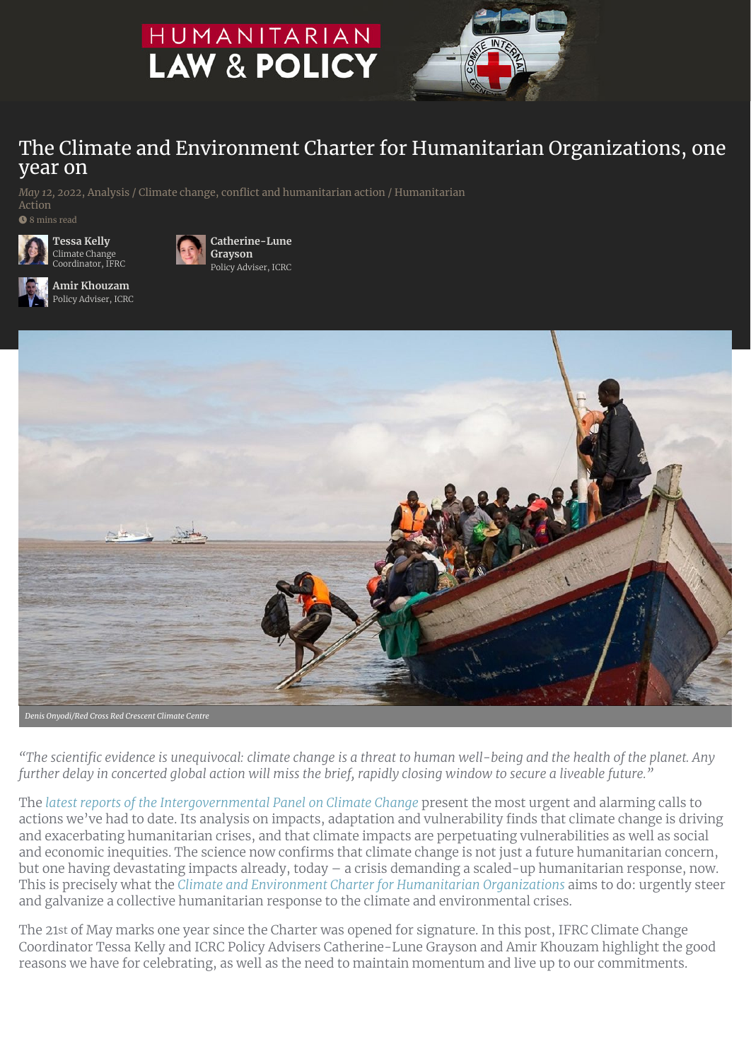HUMANITARIAN LAW & POLICY

# The Climate and Environment Charter for Humanitarian Organizations, one year on

*May 12, 2022*, Analysis / Climate change, conflict and humanitarian action / Humanitarian Action

8 mins read

**Tessa Kelly**
Climate Change Coordinator, IFRC

**Catherine-Lune Grayson**
Policy Adviser, ICRC

**Amir Khouzam**
Policy Adviser, ICRC

*Denis Onyodi/Red Cross Red Crescent Climate Centre*

*"The scientific evidence is unequivocal: climate change is a threat to human well-being and the health of the planet. Any further delay in concerted global action will miss the brief, rapidly closing window to secure a liveable future."*

The *latest reports of the Intergovernmental Panel on Climate Change* present the most urgent and alarming calls to actions we've had to date. Its analysis on impacts, adaptation and vulnerability finds that climate change is driving and exacerbating humanitarian crises, and that climate impacts are perpetuating vulnerabilities as well as social and economic inequities. The science now confirms that climate change is not just a future humanitarian concern, but one having devastating impacts already, today – a crisis demanding a scaled-up humanitarian response, now. This is precisely what the *Climate and Environment Charter for Humanitarian Organizations* aims to do: urgently steer and galvanize a collective humanitarian response to the climate and environmental crises.

The 21st of May marks one year since the Charter was opened for signature. In this post, IFRC Climate Change Coordinator Tessa Kelly and ICRC Policy Advisers Catherine-Lune Grayson and Amir Khouzam highlight the good reasons we have for celebrating, as well as the need to maintain momentum and live up to our commitments.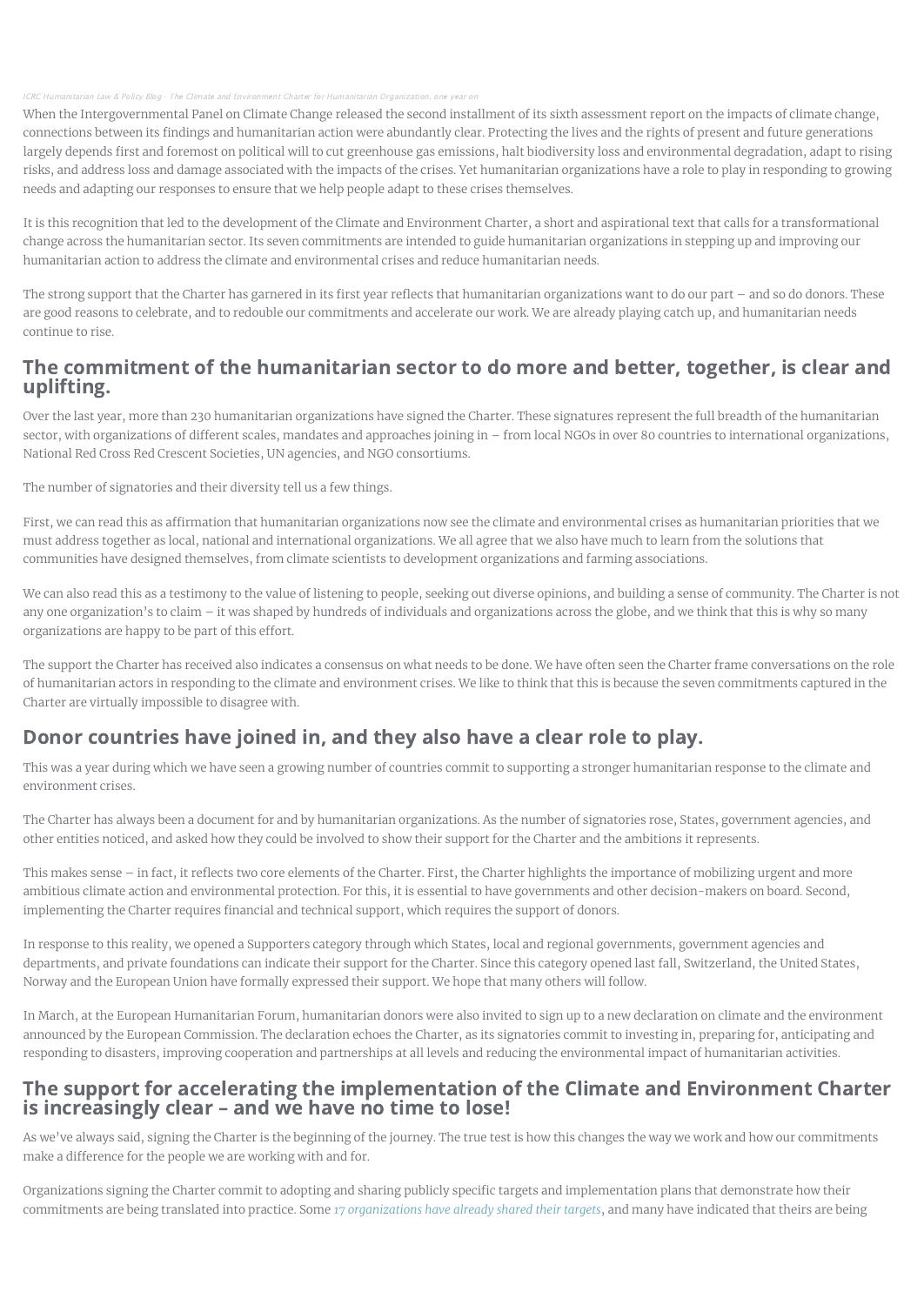When the Intergovernmental Panel on Climate Change released the second installment of its sixth assessment report on the impacts of climate change, connections between its findings and humanitarian action were abundantly clear. Protecting the lives and the rights of present and future generations largely depends first and foremost on political will to cut greenhouse gas emissions, halt biodiversity loss and environmental degradation, adapt to rising risks, and address loss and damage associated with the impacts of the crises. Yet humanitarian organizations have a role to play in responding to growing needs and adapting our responses to ensure that we help people adapt to these crises themselves.

It is this recognition that led to the development of the Climate and Environment Charter, a short and aspirational text that calls for a transformational change across the humanitarian sector. Its seven commitments are intended to guide humanitarian organizations in stepping up and improving our humanitarian action to address the climate and environmental crises and reduce humanitarian needs.

The strong support that the Charter has garnered in its first year reflects that humanitarian organizations want to do our part – and so do donors. These are good reasons to celebrate, and to redouble our commitments and accelerate our work. We are already playing catch up, and humanitarian needs continue to rise.

## The commitment of the humanitarian sector to do more and better, together, is clear and uplifting.

Over the last year, more than 230 humanitarian organizations have signed the Charter. These signatures represent the full breadth of the humanitarian sector, with organizations of different scales, mandates and approaches joining in – from local NGOs in over 80 countries to international organizations, National Red Cross Red Crescent Societies, UN agencies, and NGO consortiums.

The number of signatories and their diversity tell us a few things.

First, we can read this as affirmation that humanitarian organizations now see the climate and environmental crises as humanitarian priorities that we must address together as local, national and international organizations. We all agree that we also have much to learn from the solutions that communities have designed themselves, from climate scientists to development organizations and farming associations.

We can also read this as a testimony to the value of listening to people, seeking out diverse opinions, and building a sense of community. The Charter is not any one organization's to claim – it was shaped by hundreds of individuals and organizations across the globe, and we think that this is why so many organizations are happy to be part of this effort.

The support the Charter has received also indicates a consensus on what needs to be done. We have often seen the Charter frame conversations on the role of humanitarian actors in responding to the climate and environment crises. We like to think that this is because the seven commitments captured in the Charter are virtually impossible to disagree with.

## Donor countries have joined in, and they also have a clear role to play.

This was a year during which we have seen a growing number of countries commit to supporting a stronger humanitarian response to the climate and environment crises.

The Charter has always been a document for and by humanitarian organizations. As the number of signatories rose, States, government agencies, and other entities noticed, and asked how they could be involved to show their support for the Charter and the ambitions it represents.

This makes sense – in fact, it reflects two core elements of the Charter. First, the Charter highlights the importance of mobilizing urgent and more ambitious climate action and environmental protection. For this, it is essential to have governments and other decision-makers on board. Second, implementing the Charter requires financial and technical support, which requires the support of donors.

In response to this reality, we opened a Supporters category through which States, local and regional governments, government agencies and departments, and private foundations can indicate their support for the Charter. Since this category opened last fall, Switzerland, the United States, Norway and the European Union have formally expressed their support. We hope that many others will follow.

In March, at the European Humanitarian Forum, humanitarian donors were also invited to sign up to a new declaration on climate and the environment announced by the European Commission. The declaration echoes the Charter, as its signatories commit to investing in, preparing for, anticipating and responding to disasters, improving cooperation and partnerships at all levels and reducing the environmental impact of humanitarian activities.

## The support for accelerating the implementation of the Climate and Environment Charter is increasingly clear – and we have no time to lose!

As we've always said, signing the Charter is the beginning of the journey. The true test is how this changes the way we work and how our commitments make a difference for the people we are working with and for.

Organizations signing the Charter commit to adopting and sharing publicly specific targets and implementation plans that demonstrate how their commitments are being translated into practice. Some *17 organizations have already shared their targets*, and many have indicated that theirs are being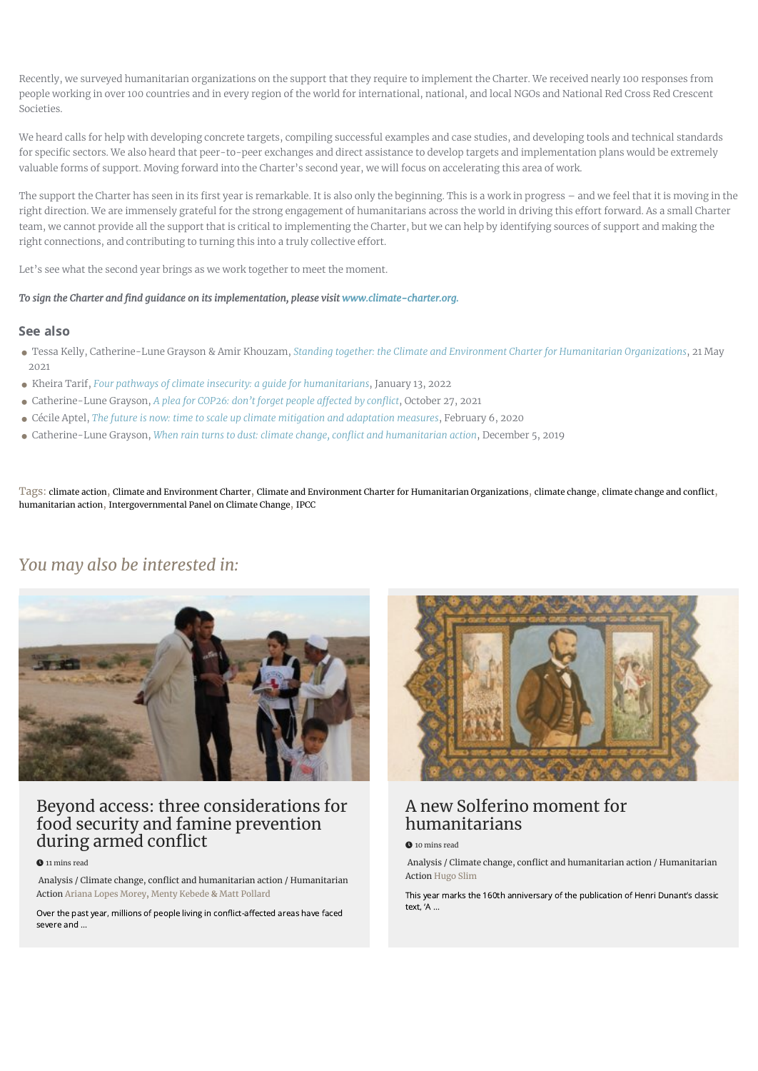Recently, we surveyed humanitarian organizations on the support that they require to implement the Charter. We received nearly 100 responses from people working in over 100 countries and in every region of the world for international, national, and local NGOs and National Red Cross Red Crescent Societies.

We heard calls for help with developing concrete targets, compiling successful examples and case studies, and developing tools and technical standards for specific sectors. We also heard that peer-to-peer exchanges and direct assistance to develop targets and implementation plans would be extremely valuable forms of support. Moving forward into the Charter's second year, we will focus on accelerating this area of work.

The support the Charter has seen in its first year is remarkable. It is also only the beginning. This is a work in progress – and we feel that it is moving in the right direction. We are immensely grateful for the strong engagement of humanitarians across the world in driving this effort forward. As a small Charter team, we cannot provide all the support that is critical to implementing the Charter, but we can help by identifying sources of support and making the right connections, and contributing to turning this into a truly collective effort.

Let's see what the second year brings as we work together to meet the moment.

***To sign the Charter and find guidance on its implementation, please visit www.climate-charter.org.***

## See also

- Tessa Kelly, Catherine-Lune Grayson & Amir Khouzam, *Standing together: the Climate and Environment Charter for Humanitarian Organizations*, 21 May 2021
- Kheira Tarif, *Four pathways of climate insecurity: a guide for humanitarians*, January 13, 2022
- Catherine-Lune Grayson, *A plea for COP26: don't forget people affected by conflict*, October 27, 2021
- Cécile Aptel, *The future is now: time to scale up climate mitigation and adaptation measures*, February 6, 2020
- Catherine-Lune Grayson, *When rain turns to dust: climate change, conflict and humanitarian action*, December 5, 2019

Tags: climate action, Climate and Environment Charter, Climate and Environment Charter for Humanitarian Organizations, climate change, climate change and conflict, humanitarian action, Intergovernmental Panel on Climate Change, IPCC

## *You may also be interested in:*

### Beyond access: three considerations for food security and famine prevention during armed conflict

11 mins read

Analysis / Climate change, conflict and humanitarian action / Humanitarian Action Ariana Lopes Morey, Menty Kebede & Matt Pollard

Over the past year, millions of people living in conflict-affected areas have faced severe and ...

### A new Solferino moment for humanitarians

10 mins read

Analysis / Climate change, conflict and humanitarian action / Humanitarian Action Hugo Slim

This year marks the 160th anniversary of the publication of Henri Dunant's classic text, 'A ...